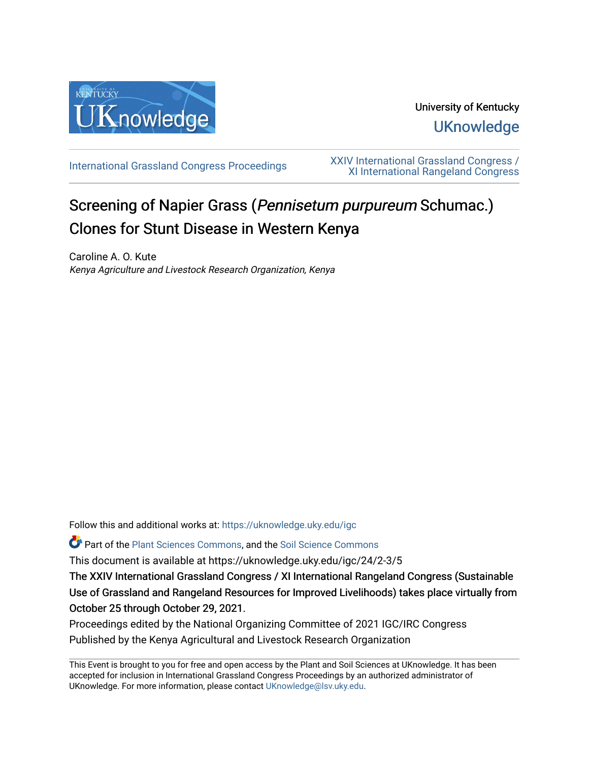University of Kentucky

UKnowledge

International Grassland Congress Proceedings

XXIV International Grassland Congress / XI International Rangeland Congress

# Screening of Napier Grass (*Pennisetum purpureum* Schumac.) Clones for Stunt Disease in Western Kenya

Caroline A. O. Kute
*Kenya Agriculture and Livestock Research Organization, Kenya*

Follow this and additional works at: https://uknowledge.uky.edu/igc

Part of the Plant Sciences Commons, and the Soil Science Commons

This document is available at https://uknowledge.uky.edu/igc/24/2-3/5

The XXIV International Grassland Congress / XI International Rangeland Congress (Sustainable Use of Grassland and Rangeland Resources for Improved Livelihoods) takes place virtually from October 25 through October 29, 2021.

Proceedings edited by the National Organizing Committee of 2021 IGC/IRC Congress

Published by the Kenya Agricultural and Livestock Research Organization

This Event is brought to you for free and open access by the Plant and Soil Sciences at UKnowledge. It has been accepted for inclusion in International Grassland Congress Proceedings by an authorized administrator of UKnowledge. For more information, please contact UKnowledge@lsv.uky.edu.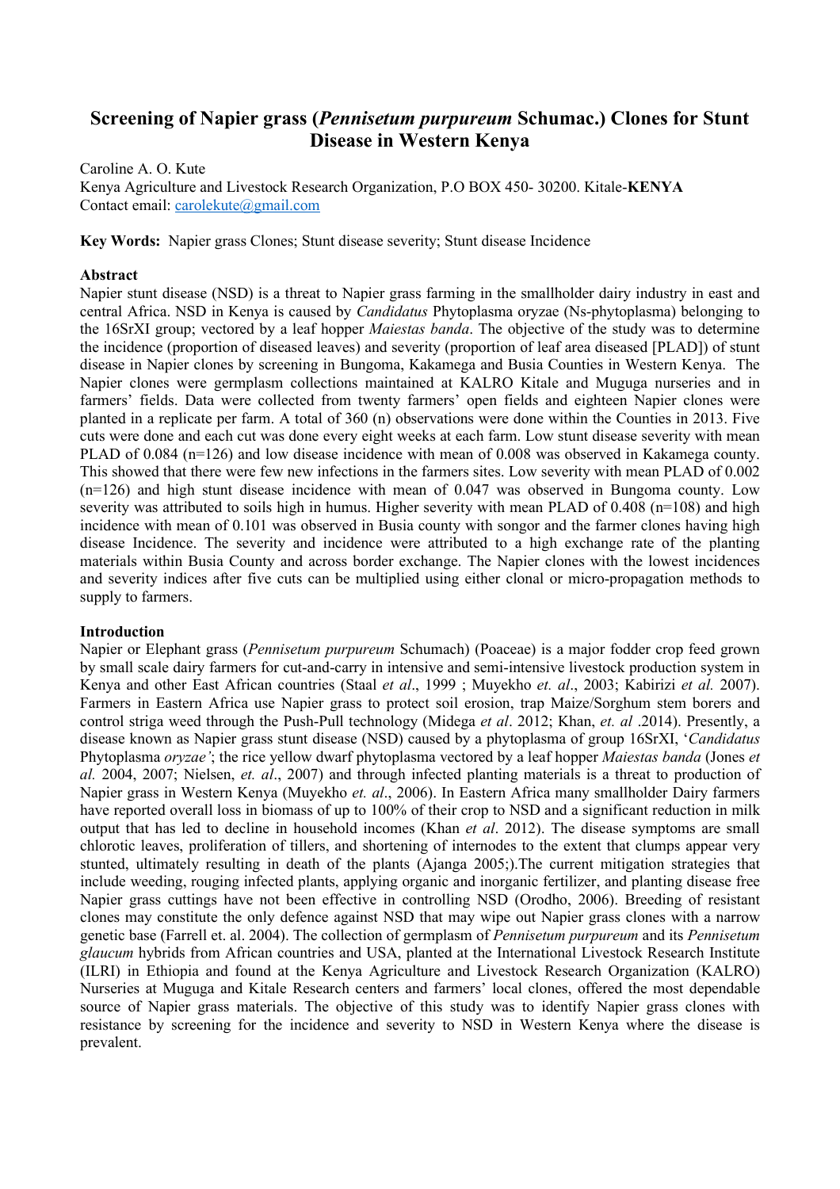# Screening of Napier grass (*Pennisetum purpureum* Schumac.) Clones for Stunt Disease in Western Kenya

Caroline A. O. Kute

Kenya Agriculture and Livestock Research Organization, P.O BOX 450- 30200. Kitale-**KENYA**

Contact email: carolekute@gmail.com

**Key Words:** Napier grass Clones; Stunt disease severity; Stunt disease Incidence

## Abstract

Napier stunt disease (NSD) is a threat to Napier grass farming in the smallholder dairy industry in east and central Africa. NSD in Kenya is caused by *Candidatus* Phytoplasma oryzae (Ns-phytoplasma) belonging to the 16SrXI group; vectored by a leaf hopper *Maiestas banda*. The objective of the study was to determine the incidence (proportion of diseased leaves) and severity (proportion of leaf area diseased [PLAD]) of stunt disease in Napier clones by screening in Bungoma, Kakamega and Busia Counties in Western Kenya. The Napier clones were germplasm collections maintained at KALRO Kitale and Muguga nurseries and in farmers' fields. Data were collected from twenty farmers' open fields and eighteen Napier clones were planted in a replicate per farm. A total of 360 (n) observations were done within the Counties in 2013. Five cuts were done and each cut was done every eight weeks at each farm. Low stunt disease severity with mean PLAD of 0.084 (n=126) and low disease incidence with mean of 0.008 was observed in Kakamega county. This showed that there were few new infections in the farmers sites. Low severity with mean PLAD of 0.002 (n=126) and high stunt disease incidence with mean of 0.047 was observed in Bungoma county. Low severity was attributed to soils high in humus. Higher severity with mean PLAD of 0.408 (n=108) and high incidence with mean of 0.101 was observed in Busia county with songor and the farmer clones having high disease Incidence. The severity and incidence were attributed to a high exchange rate of the planting materials within Busia County and across border exchange. The Napier clones with the lowest incidences and severity indices after five cuts can be multiplied using either clonal or micro-propagation methods to supply to farmers.

## Introduction

Napier or Elephant grass (*Pennisetum purpureum* Schumach) (Poaceae) is a major fodder crop feed grown by small scale dairy farmers for cut-and-carry in intensive and semi-intensive livestock production system in Kenya and other East African countries (Staal *et al*., 1999 ; Muyekho *et. al*., 2003; Kabirizi *et al.* 2007). Farmers in Eastern Africa use Napier grass to protect soil erosion, trap Maize/Sorghum stem borers and control striga weed through the Push-Pull technology (Midega *et al*. 2012; Khan, *et. al* .2014). Presently, a disease known as Napier grass stunt disease (NSD) caused by a phytoplasma of group 16SrXI, '*Candidatus* Phytoplasma *oryzae'*; the rice yellow dwarf phytoplasma vectored by a leaf hopper *Maiestas banda* (Jones *et al.* 2004, 2007; Nielsen, *et. al*., 2007) and through infected planting materials is a threat to production of Napier grass in Western Kenya (Muyekho *et. al*., 2006). In Eastern Africa many smallholder Dairy farmers have reported overall loss in biomass of up to 100% of their crop to NSD and a significant reduction in milk output that has led to decline in household incomes (Khan *et al*. 2012). The disease symptoms are small chlorotic leaves, proliferation of tillers, and shortening of internodes to the extent that clumps appear very stunted, ultimately resulting in death of the plants (Ajanga 2005;).The current mitigation strategies that include weeding, rouging infected plants, applying organic and inorganic fertilizer, and planting disease free Napier grass cuttings have not been effective in controlling NSD (Orodho, 2006). Breeding of resistant clones may constitute the only defence against NSD that may wipe out Napier grass clones with a narrow genetic base (Farrell et. al. 2004). The collection of germplasm of *Pennisetum purpureum* and its *Pennisetum glaucum* hybrids from African countries and USA, planted at the International Livestock Research Institute (ILRI) in Ethiopia and found at the Kenya Agriculture and Livestock Research Organization (KALRO) Nurseries at Muguga and Kitale Research centers and farmers' local clones, offered the most dependable source of Napier grass materials. The objective of this study was to identify Napier grass clones with resistance by screening for the incidence and severity to NSD in Western Kenya where the disease is prevalent.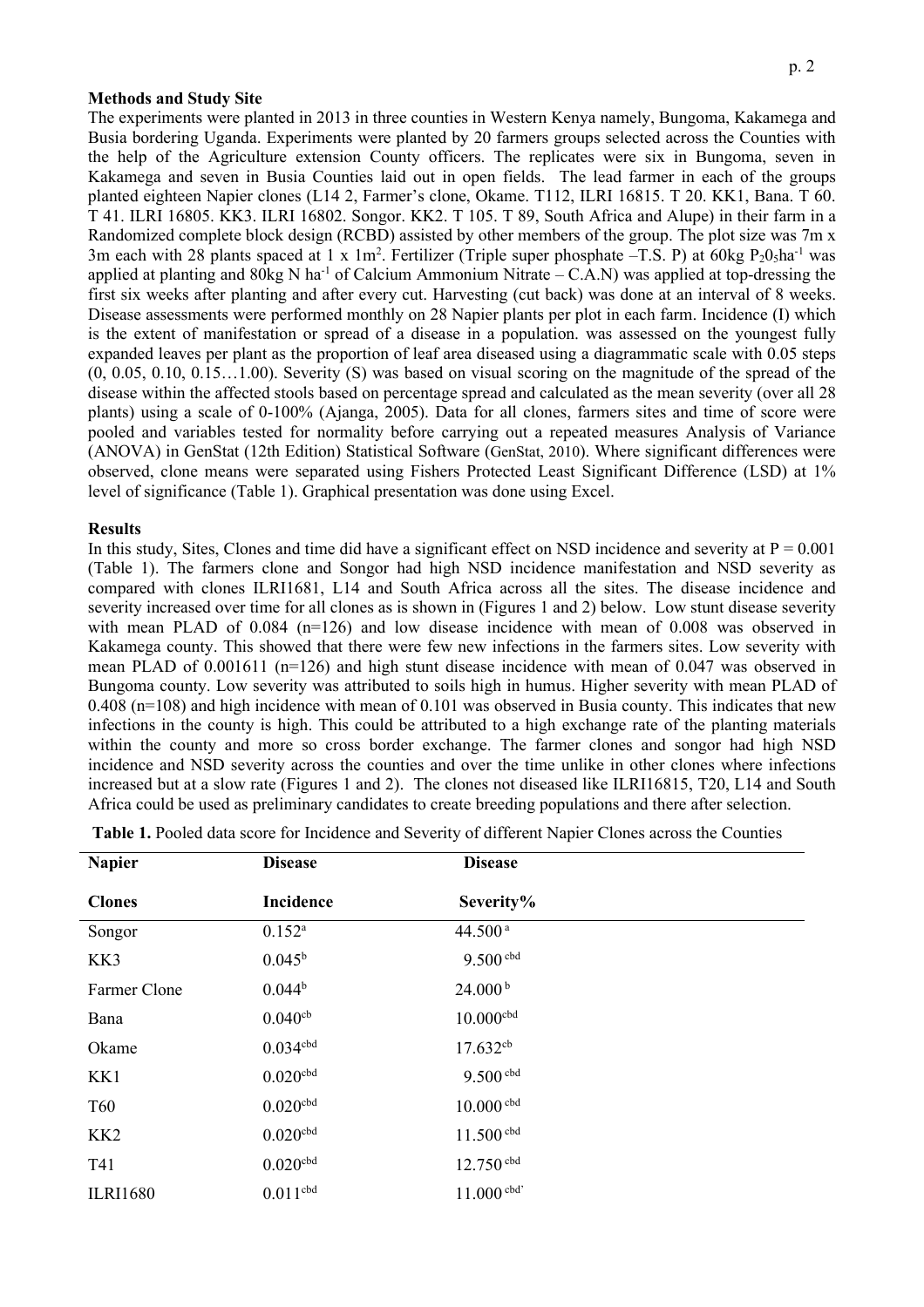**Methods and Study Site**

The experiments were planted in 2013 in three counties in Western Kenya namely, Bungoma, Kakamega and Busia bordering Uganda. Experiments were planted by 20 farmers groups selected across the Counties with the help of the Agriculture extension County officers. The replicates were six in Bungoma, seven in Kakamega and seven in Busia Counties laid out in open fields. The lead farmer in each of the groups planted eighteen Napier clones (L14 2, Farmer's clone, Okame. T112, ILRI 16815. T 20. KK1, Bana. T 60. T 41. ILRI 16805. KK3. ILRI 16802. Songor. KK2. T 105. T 89, South Africa and Alupe) in their farm in a Randomized complete block design (RCBD) assisted by other members of the group. The plot size was 7m x 3m each with 28 plants spaced at 1 x $1m^2$. Fertilizer (Triple super phosphate –T.S. P) at 60kg $P_2O_5ha^{-1}$ was applied at planting and 80kg N $ha^{-1}$ of Calcium Ammonium Nitrate – C.A.N) was applied at top-dressing the first six weeks after planting and after every cut. Harvesting (cut back) was done at an interval of 8 weeks. Disease assessments were performed monthly on 28 Napier plants per plot in each farm. Incidence (I) which is the extent of manifestation or spread of a disease in a population. was assessed on the youngest fully expanded leaves per plant as the proportion of leaf area diseased using a diagrammatic scale with 0.05 steps (0, 0.05, 0.10, 0.15…1.00). Severity (S) was based on visual scoring on the magnitude of the spread of the disease within the affected stools based on percentage spread and calculated as the mean severity (over all 28 plants) using a scale of 0-100% (Ajanga, 2005). Data for all clones, farmers sites and time of score were pooled and variables tested for normality before carrying out a repeated measures Analysis of Variance (ANOVA) in GenStat (12th Edition) Statistical Software (GenStat, 2010). Where significant differences were observed, clone means were separated using Fishers Protected Least Significant Difference (LSD) at 1% level of significance (Table 1). Graphical presentation was done using Excel.

**Results**

In this study, Sites, Clones and time did have a significant effect on NSD incidence and severity at $P = 0.001$ (Table 1). The farmers clone and Songor had high NSD incidence manifestation and NSD severity as compared with clones ILRI1681, L14 and South Africa across all the sites. The disease incidence and severity increased over time for all clones as is shown in (Figures 1 and 2) below. Low stunt disease severity with mean PLAD of 0.084 (n=126) and low disease incidence with mean of 0.008 was observed in Kakamega county. This showed that there were few new infections in the farmers sites. Low severity with mean PLAD of 0.001611 (n=126) and high stunt disease incidence with mean of 0.047 was observed in Bungoma county. Low severity was attributed to soils high in humus. Higher severity with mean PLAD of 0.408 (n=108) and high incidence with mean of 0.101 was observed in Busia county. This indicates that new infections in the county is high. This could be attributed to a high exchange rate of the planting materials within the county and more so cross border exchange. The farmer clones and songor had high NSD incidence and NSD severity across the counties and over the time unlike in other clones where infections increased but at a slow rate (Figures 1 and 2). The clones not diseased like ILRI16815, T20, L14 and South Africa could be used as preliminary candidates to create breeding populations and there after selection.

**Table 1.** Pooled data score for Incidence and Severity of different Napier Clones across the Counties

| Napier Clones | Disease Incidence | Disease Severity% |
|---|---|---|
| Songor | 0.152[a] | 44.500[a] |
| KK3 | 0.045[b] | 9.500[cbd] |
| Farmer Clone | 0.044[b] | 24.000[b] |
| Bana | 0.040[cb] | 10.000[cbd] |
| Okame | 0.034[cbd] | 17.632[cb] |
| KK1 | 0.020[cbd] | 9.500[cbd] |
| T60 | 0.020[cbd] | 10.000[cbd] |
| KK2 | 0.020[cbd] | 11.500[cbd] |
| T41 | 0.020[cbd] | 12.750[cbd] |
| ILRI1680 | 0.011[cbd] | 11.000[cbd'] |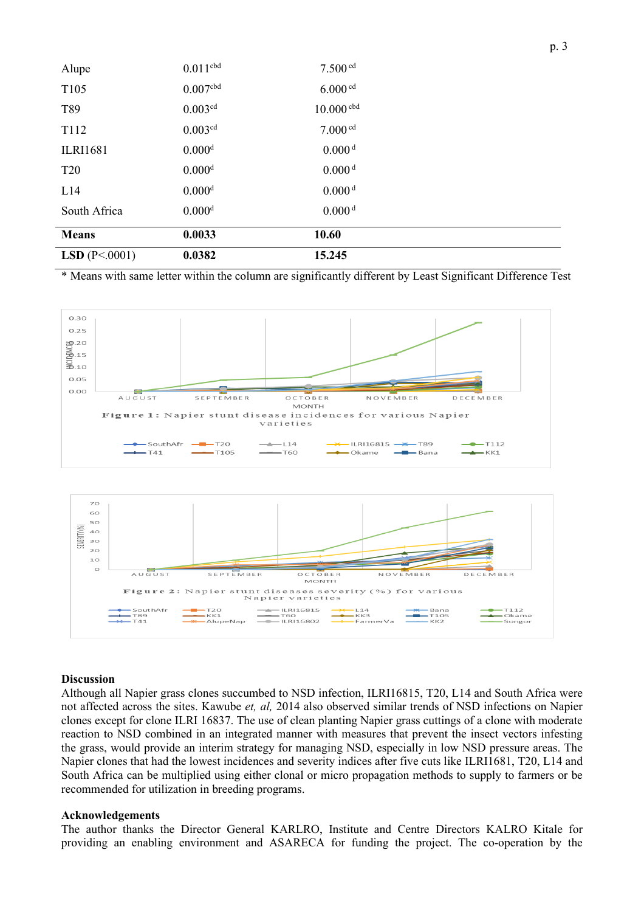| | | |
|---|---|---|
| Alupe | 0.011[cbd] | 7.500 [cd] |
| T105 | 0.007[cbd] | 6.000 [cd] |
| T89 | 0.003[cd] | 10.000 [cbd] |
| T112 | 0.003[cd] | 7.000 [cd] |
| ILRI1681 | 0.000[d] | 0.000 [d] |
| T20 | 0.000[d] | 0.000 [d] |
| L14 | 0.000[d] | 0.000 [d] |
| South Africa | 0.000[d] | 0.000 [d] |
| **Means** | **0.0033** | **10.60** |
| **LSD** (P<.0001) | **0.0382** | **15.245** |

\* Means with same letter within the column are significantly different by Least Significant Difference Test

**Figure 1:** Napier stunt disease incidences for various Napier varieties

**Figure 2:** Napier stunt diseases severity (%) for various Napier varieties

**Discussion**

Although all Napier grass clones succumbed to NSD infection, ILRI16815, T20, L14 and South Africa were not affected across the sites. Kawube *et, al,* 2014 also observed similar trends of NSD infections on Napier clones except for clone ILRI 16837. The use of clean planting Napier grass cuttings of a clone with moderate reaction to NSD combined in an integrated manner with measures that prevent the insect vectors infesting the grass, would provide an interim strategy for managing NSD, especially in low NSD pressure areas. The Napier clones that had the lowest incidences and severity indices after five cuts like ILRI1681, T20, L14 and South Africa can be multiplied using either clonal or micro propagation methods to supply to farmers or be recommended for utilization in breeding programs.

**Acknowledgements**

The author thanks the Director General KARLRO, Institute and Centre Directors KALRO Kitale for providing an enabling environment and ASARECA for funding the project. The co-operation by the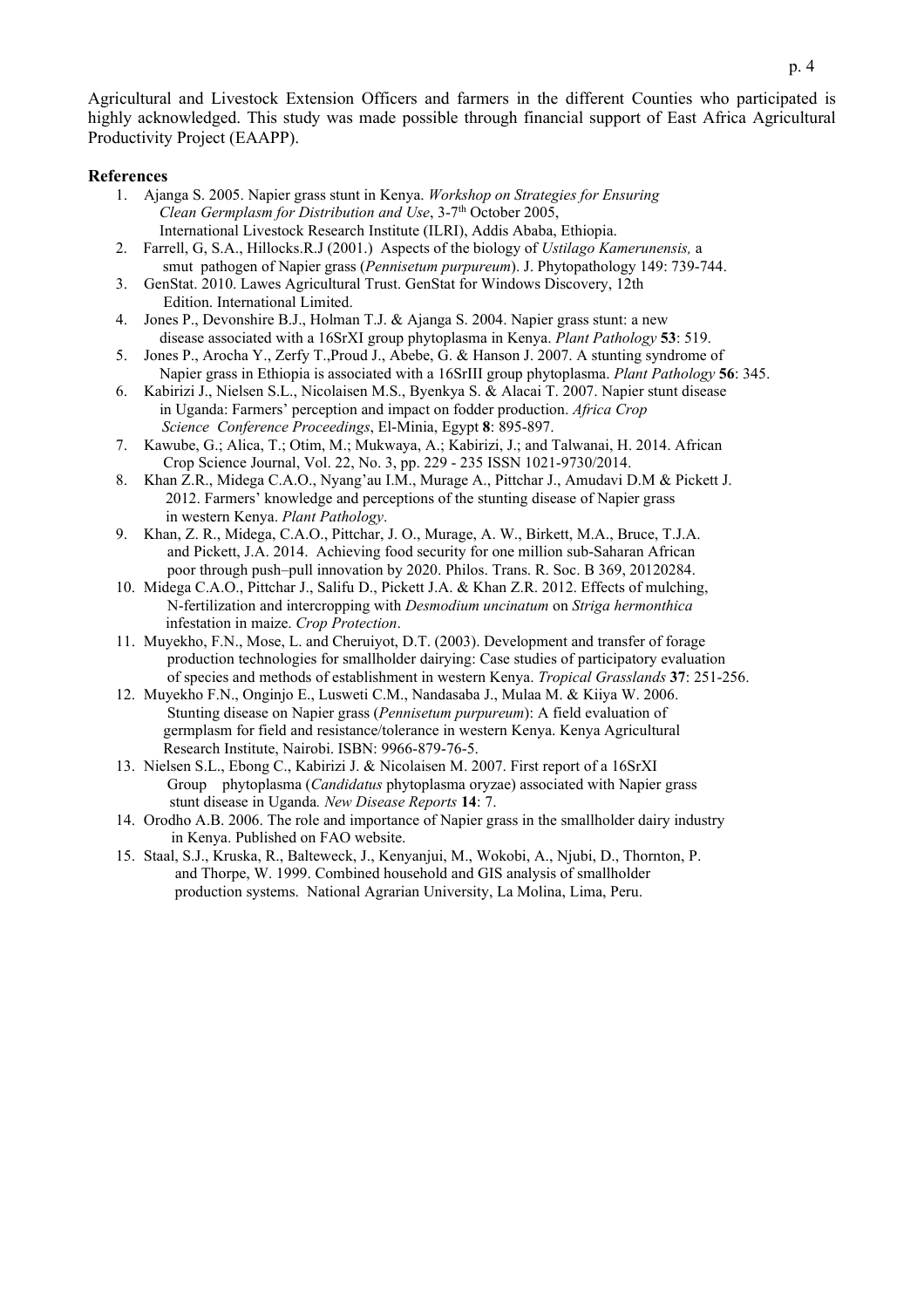Agricultural and Livestock Extension Officers and farmers in the different Counties who participated is highly acknowledged. This study was made possible through financial support of East Africa Agricultural Productivity Project (EAAPP).

**References**

1. Ajanga S. 2005. Napier grass stunt in Kenya. *Workshop on Strategies for Ensuring Clean Germplasm for Distribution and Use*, 3-7th October 2005, International Livestock Research Institute (ILRI), Addis Ababa, Ethiopia.
2. Farrell, G, S.A., Hillocks.R.J (2001.) Aspects of the biology of *Ustilago Kamerunensis,* a smut pathogen of Napier grass (*Pennisetum purpureum*). J. Phytopathology 149: 739-744.
3. GenStat. 2010. Lawes Agricultural Trust. GenStat for Windows Discovery, 12th Edition. International Limited.
4. Jones P., Devonshire B.J., Holman T.J. & Ajanga S. 2004. Napier grass stunt: a new disease associated with a 16SrXI group phytoplasma in Kenya. *Plant Pathology* **53**: 519.
5. Jones P., Arocha Y., Zerfy T.,Proud J., Abebe, G. & Hanson J. 2007. A stunting syndrome of Napier grass in Ethiopia is associated with a 16SrIII group phytoplasma. *Plant Pathology* **56**: 345.
6. Kabirizi J., Nielsen S.L., Nicolaisen M.S., Byenkya S. & Alacai T. 2007. Napier stunt disease in Uganda: Farmers' perception and impact on fodder production. *Africa Crop Science Conference Proceedings*, El-Minia, Egypt **8**: 895-897.
7. Kawube, G.; Alica, T.; Otim, M.; Mukwaya, A.; Kabirizi, J.; and Talwanai, H. 2014. African Crop Science Journal, Vol. 22, No. 3, pp. 229 - 235 ISSN 1021-9730/2014.
8. Khan Z.R., Midega C.A.O., Nyang'au I.M., Murage A., Pittchar J., Amudavi D.M & Pickett J. 2012. Farmers' knowledge and perceptions of the stunting disease of Napier grass in western Kenya. *Plant Pathology*.
9. Khan, Z. R., Midega, C.A.O., Pittchar, J. O., Murage, A. W., Birkett, M.A., Bruce, T.J.A. and Pickett, J.A. 2014. Achieving food security for one million sub-Saharan African poor through push–pull innovation by 2020. Philos. Trans. R. Soc. B 369, 20120284.
10. Midega C.A.O., Pittchar J., Salifu D., Pickett J.A. & Khan Z.R. 2012. Effects of mulching, N-fertilization and intercropping with *Desmodium uncinatum* on *Striga hermonthica* infestation in maize. *Crop Protection*.
11. Muyekho, F.N., Mose, L. and Cheruiyot, D.T. (2003). Development and transfer of forage production technologies for smallholder dairying: Case studies of participatory evaluation of species and methods of establishment in western Kenya. *Tropical Grasslands* **37**: 251-256.
12. Muyekho F.N., Onginjo E., Lusweti C.M., Nandasaba J., Mulaa M. & Kiiya W. 2006. Stunting disease on Napier grass (*Pennisetum purpureum*): A field evaluation of germplasm for field and resistance/tolerance in western Kenya. Kenya Agricultural Research Institute, Nairobi. ISBN: 9966-879-76-5.
13. Nielsen S.L., Ebong C., Kabirizi J. & Nicolaisen M. 2007. First report of a 16SrXI Group phytoplasma (*Candidatus* phytoplasma oryzae) associated with Napier grass stunt disease in Uganda. *New Disease Reports* **14**: 7.
14. Orodho A.B. 2006. The role and importance of Napier grass in the smallholder dairy industry in Kenya. Published on FAO website.
15. Staal, S.J., Kruska, R., Balteweck, J., Kenyanjui, M., Wokobi, A., Njubi, D., Thornton, P. and Thorpe, W. 1999. Combined household and GIS analysis of smallholder production systems. National Agrarian University, La Molina, Lima, Peru.